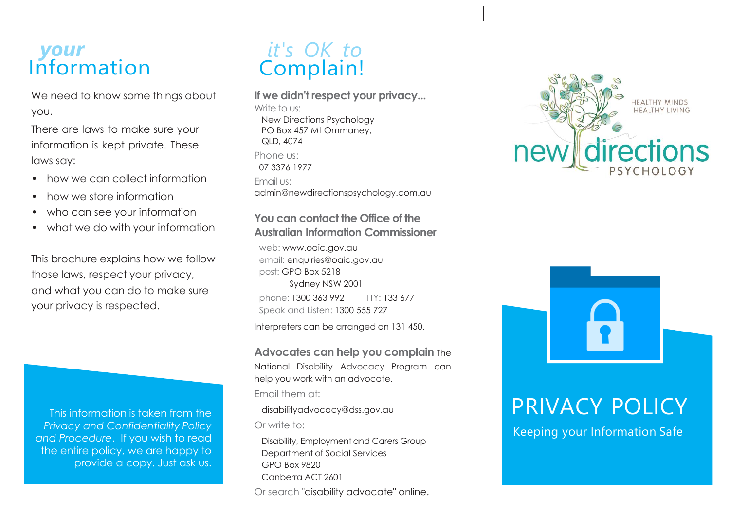# *your* Information

We need to know some things about you.

There are laws to make sure your information is kept private. These laws say:

- how we can collect information
- how we store information
- who can see your information
- what we do with your information

This brochure explains how we follow those laws, respect your privacy, and what you can do to make sure your privacy is respected.

This information is taken from the *Privacy and Confidentiality Policy and Procedure*. If you wish to read the entire policy, we are happy to provide a copy. Just ask us.

# *it's OK to* Complain!

### If we didn't respect your privacy...

Write to us:

New Directions Psychology
PO Box 457 Mt Ommaney,
QLD, 4074

Phone us:
07 3376 1977

Email us:
admin@newdirectionspsychology.com.au

### You can contact the Office of the Australian Information Commissioner

web: www.oaic.gov.au
email: enquiries@oaic.gov.au
post: GPO Box 5218
Sydney NSW 2001
phone: 1300 363 992 TTY: 133 677
Speak and Listen: 1300 555 727

Interpreters can be arranged on 131 450.

### Advocates can help you complain

The National Disability Advocacy Program can help you work with an advocate.

Email them at:

disabilityadvocacy@dss.gov.au

Or write to:

Disability, Employment and Carers Group
Department of Social Services
GPO Box 9820
Canberra ACT 2601

Or search "disability advocate" online.

new directions PSYCHOLOGY

HEALTHY MINDS HEALTHY LIVING

# PRIVACY POLICY

Keeping your Information Safe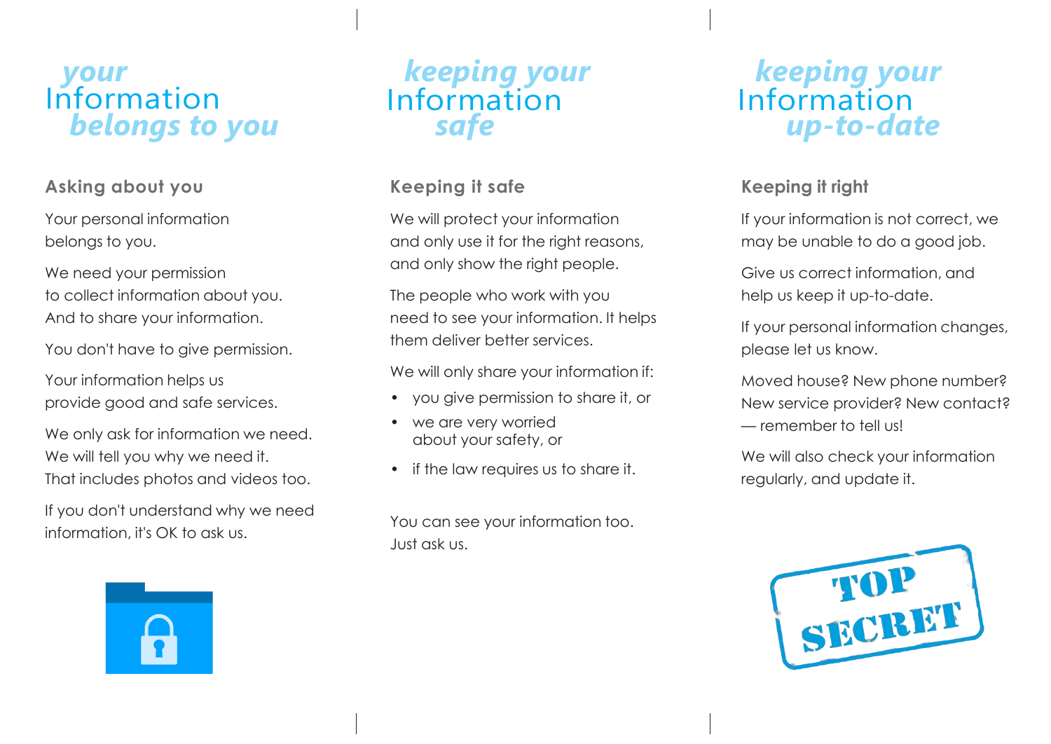# *your* Information *belongs to you*

## Asking about you

Your personal information belongs to you.

We need your permission to collect information about you. And to share your information.

You don't have to give permission.

Your information helps us provide good and safe services.

We only ask for information we need. We will tell you why we need it. That includes photos and videos too.

If you don't understand why we need information, it's OK to ask us.

# *keeping your* Information *safe*

## Keeping it safe

We will protect your information and only use it for the right reasons, and only show the right people.

The people who work with you need to see your information. It helps them deliver better services.

We will only share your information if:

- you give permission to share it, or
- we are very worried about your safety, or
- if the law requires us to share it.

You can see your information too. Just ask us.

# *keeping your* Information *up-to-date*

## Keeping it right

If your information is not correct, we may be unable to do a good job.

Give us correct information, and help us keep it up-to-date.

If your personal information changes, please let us know.

Moved house? New phone number? New service provider? New contact? — remember to tell us!

We will also check your information regularly, and update it.